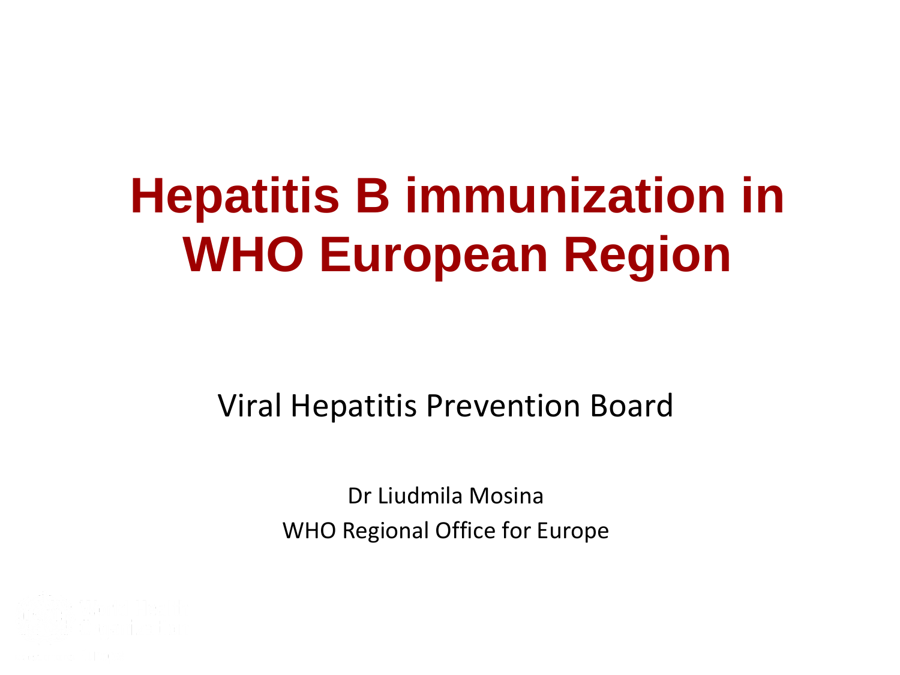# Hepatitis B immunization in WHO European Region

Viral Hepatitis Prevention Board

Dr Liudmila Mosina

WHO Regional Office for Europe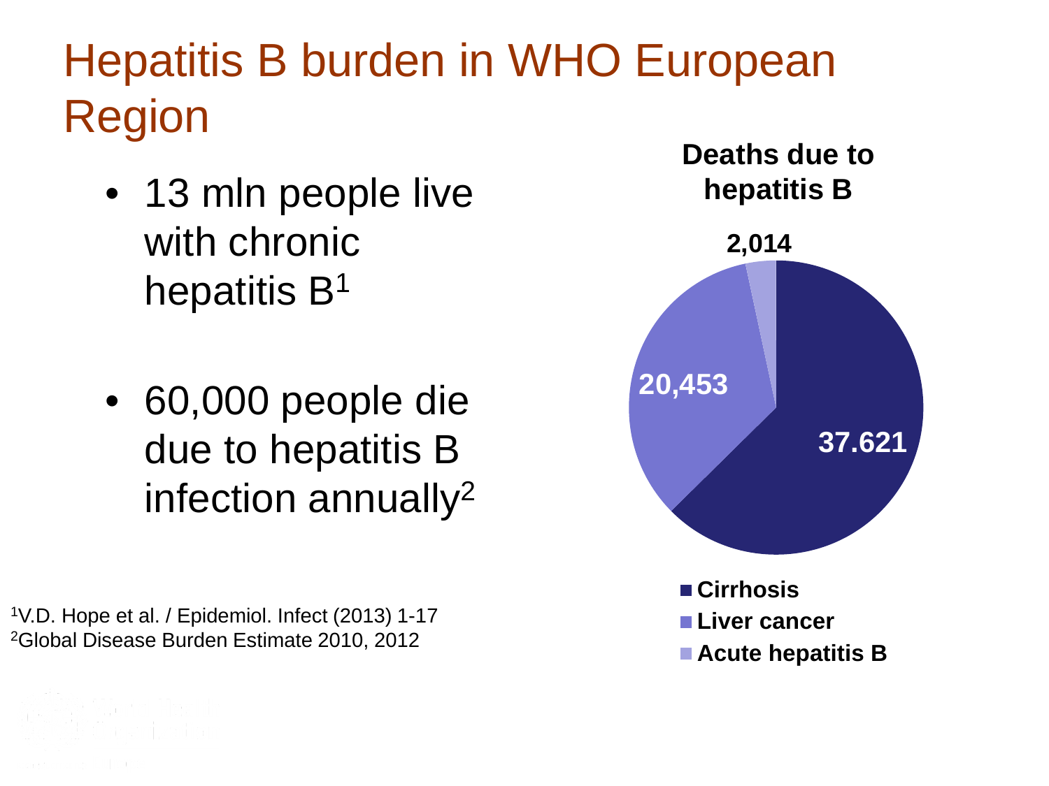# Hepatitis B burden in WHO European Region

- 13 mln people live with chronic hepatitis B[1]
- 60,000 people die due to hepatitis B infection annually[2]

**Deaths due to hepatitis B**

| Cause | Deaths |
| --- | --- |
| Cirrhosis | 37.621 |
| Liver cancer | 20,453 |
| Acute hepatitis B | 2,014 |

[1]V.D. Hope et al. / Epidemiol. Infect (2013) 1-17
[2]Global Disease Burden Estimate 2010, 2012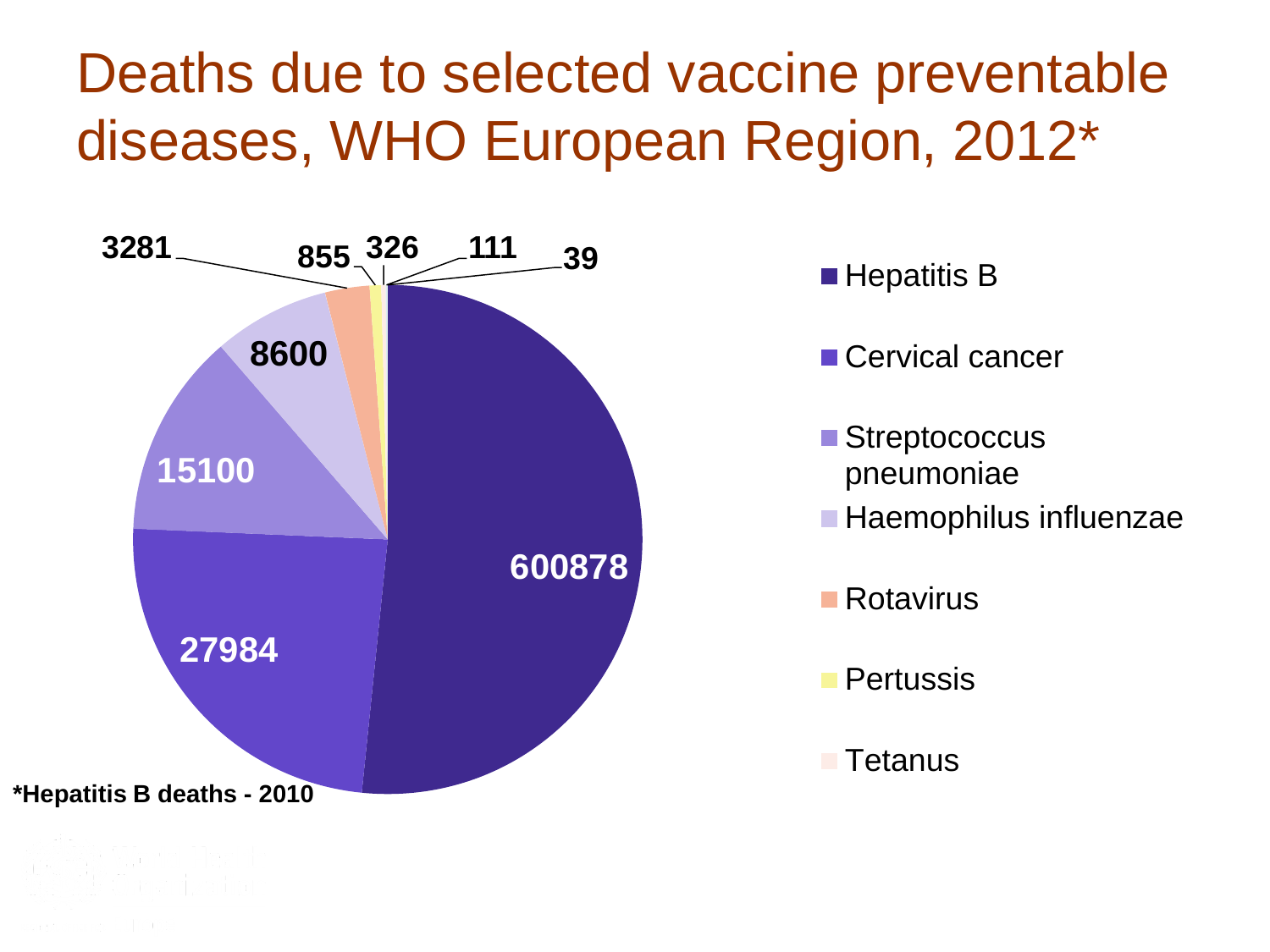# Deaths due to selected vaccine preventable diseases, WHO European Region, 2012*

| Disease | Deaths |
| --- | --- |
| Hepatitis B | 600878 |
| Cervical cancer | 27984 |
| Streptococcus pneumoniae | 15100 |
| Haemophilus influenzae | 8600 |
| Rotavirus | 3281 |
| Pertussis | 855 |
| Tetanus | 326 |
| | 111 |
| | 39 |

**\*Hepatitis B deaths - 2010**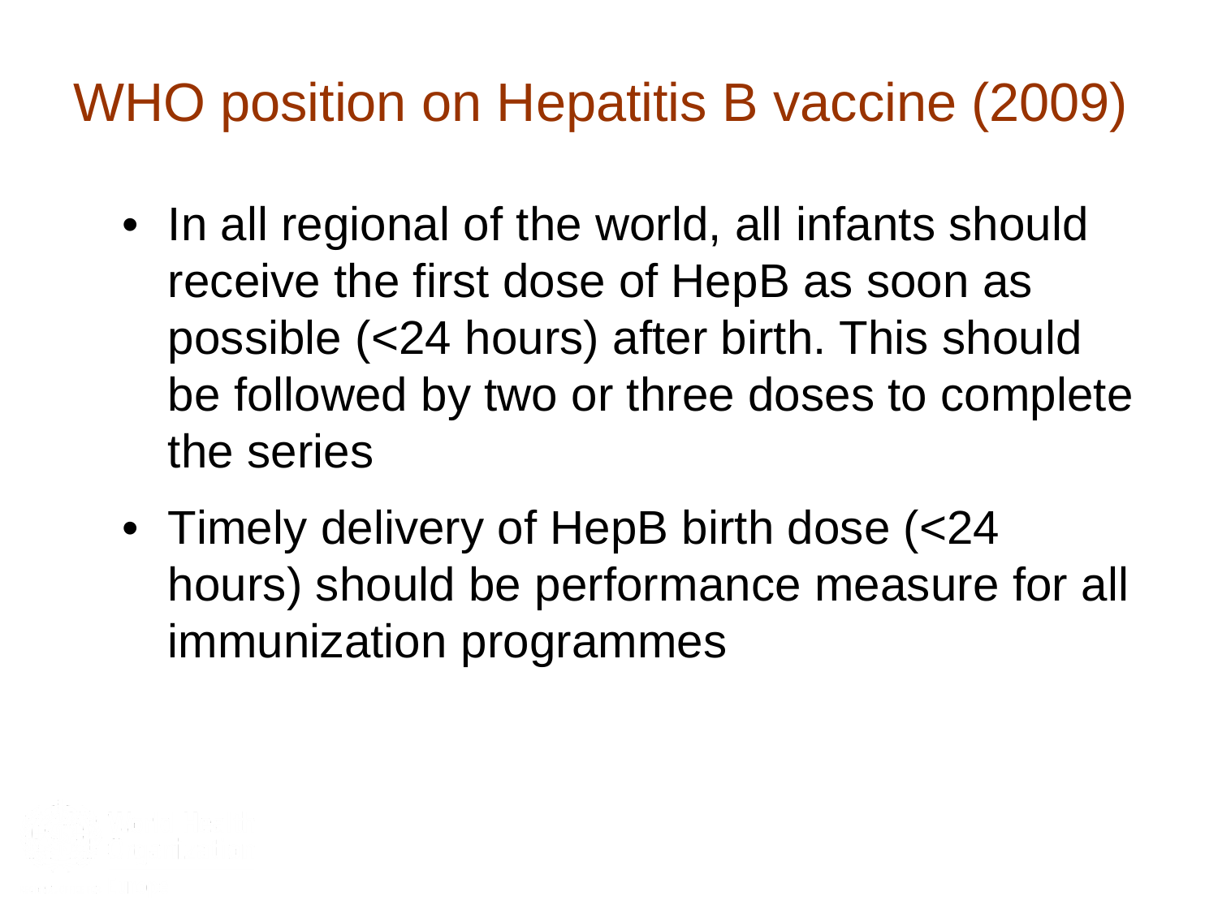# WHO position on Hepatitis B vaccine (2009)

- In all regional of the world, all infants should receive the first dose of HepB as soon as possible (<24 hours) after birth. This should be followed by two or three doses to complete the series
- Timely delivery of HepB birth dose (<24 hours) should be performance measure for all immunization programmes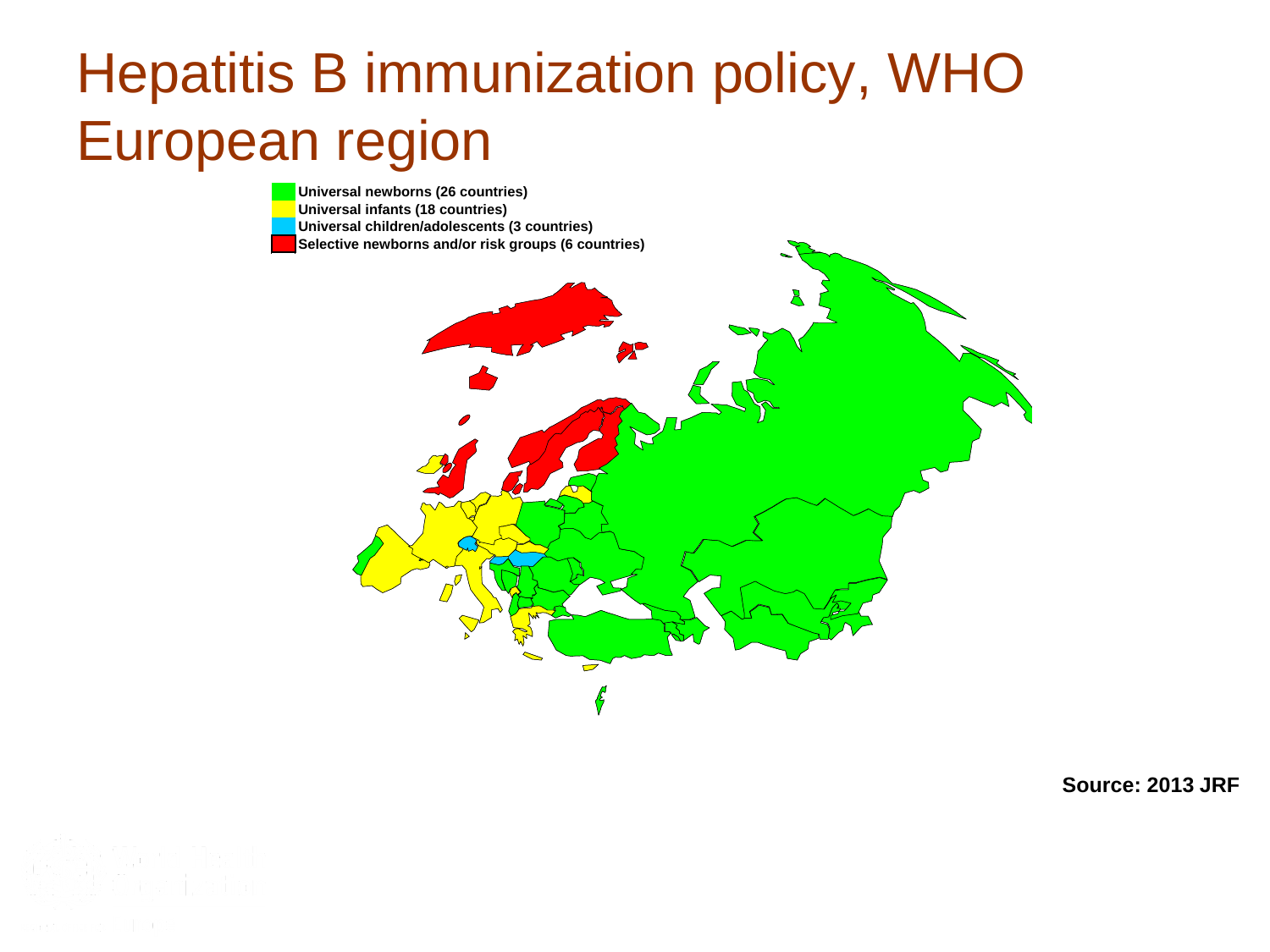# Hepatitis B immunization policy, WHO European region

- Universal newborns (26 countries)
- Universal infants (18 countries)
- Universal children/adolescents (3 countries)
- Selective newborns and/or risk groups (6 countries)

**Source: 2013 JRF**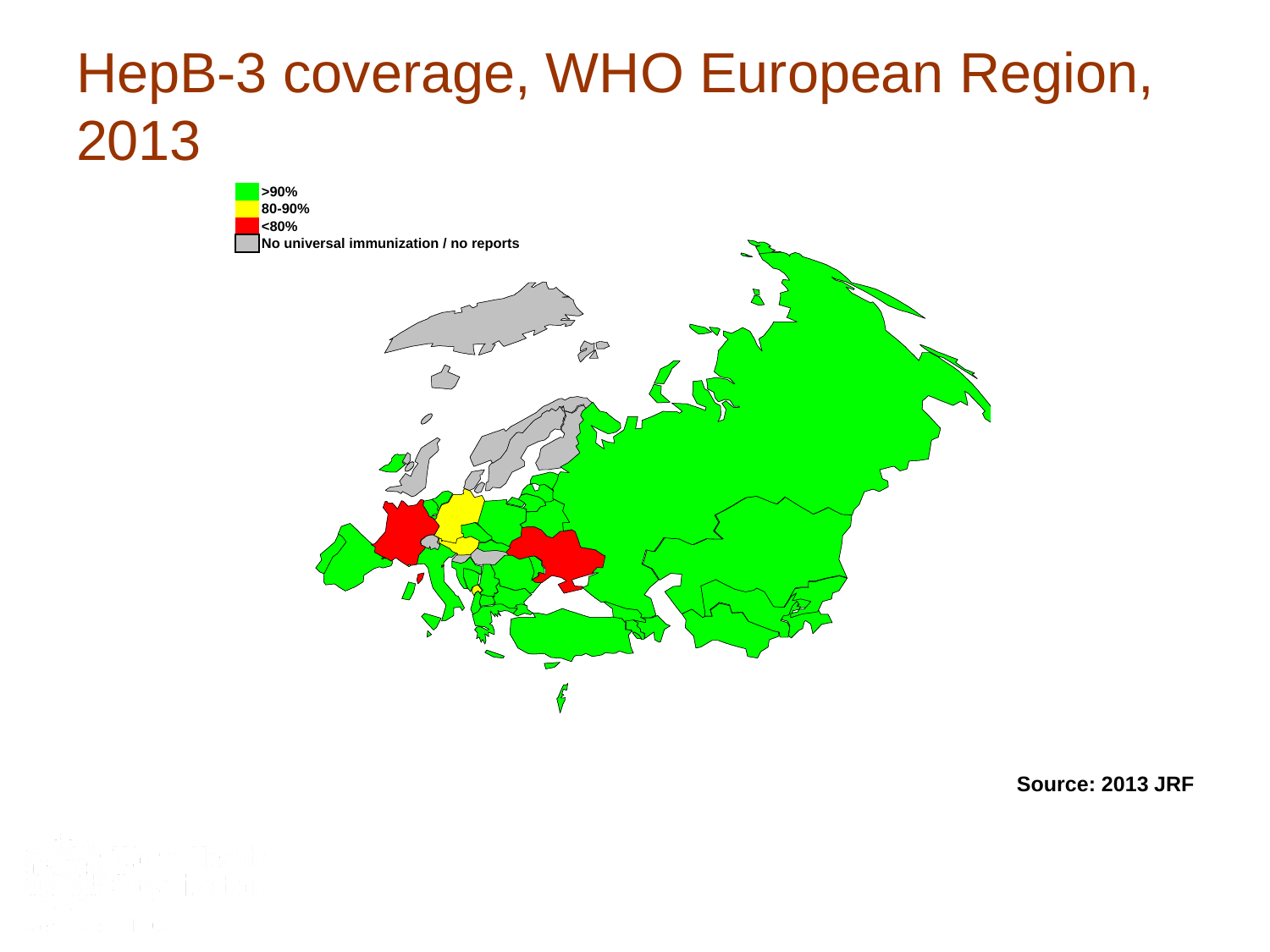# HepB-3 coverage, WHO European Region, 2013

**>90%**
**80-90%**
**<80%**
**No universal immunization / no reports**

**Source: 2013 JRF**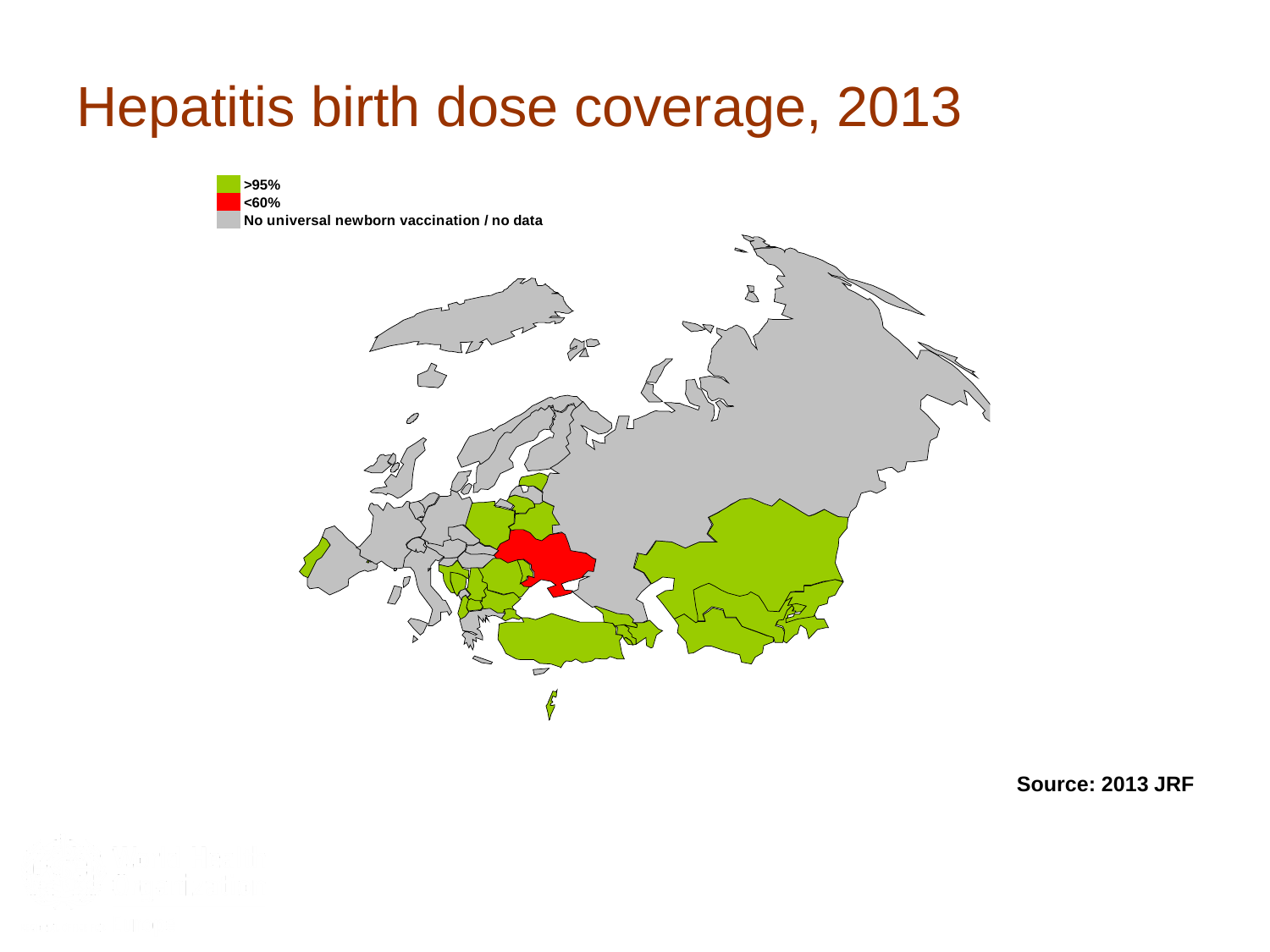# Hepatitis birth dose coverage, 2013

- >95%
- <60%
- No universal newborn vaccination / no data

**Source: 2013 JRF**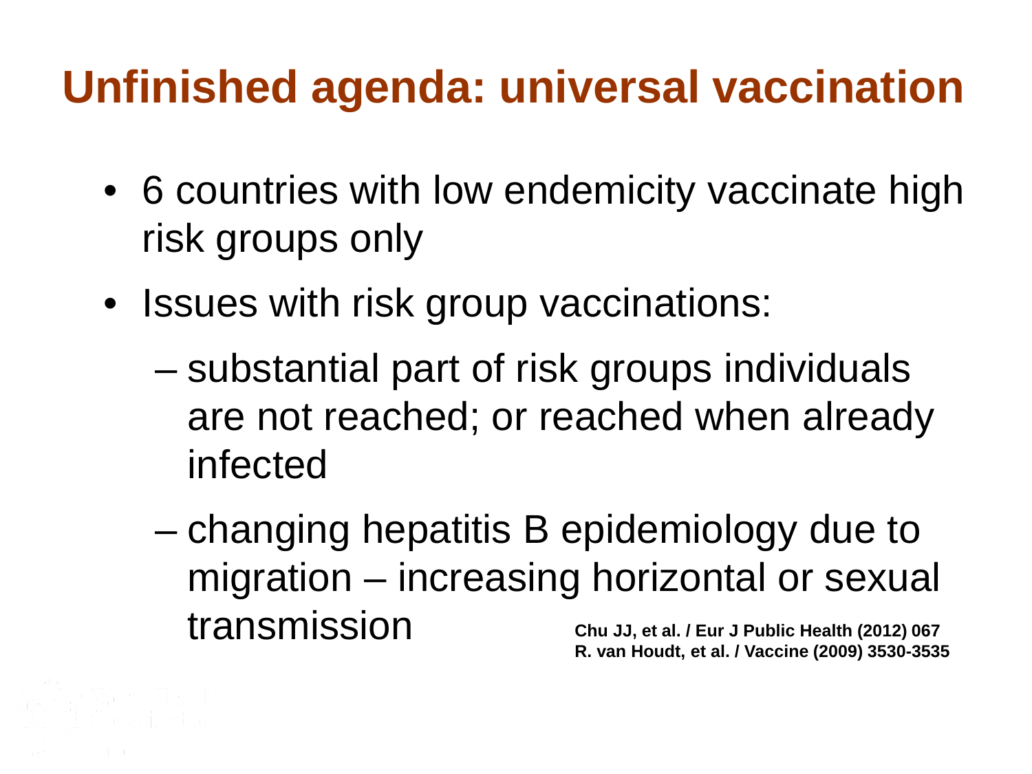# Unfinished agenda: universal vaccination

- 6 countries with low endemicity vaccinate high risk groups only
- Issues with risk group vaccinations:
  - substantial part of risk groups individuals are not reached; or reached when already infected
  - changing hepatitis B epidemiology due to migration – increasing horizontal or sexual transmission

**Chu JJ, et al. / Eur J Public Health (2012) 067**
**R. van Houdt, et al. / Vaccine (2009) 3530-3535**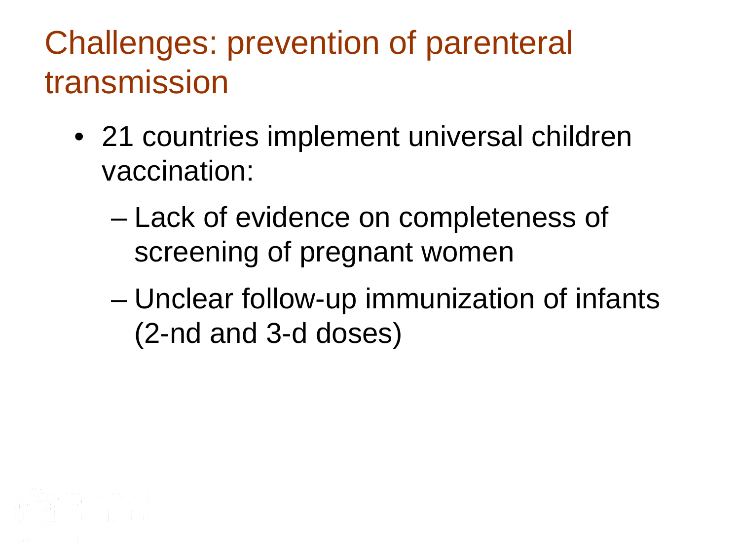# Challenges: prevention of parenteral transmission

- 21 countries implement universal children vaccination:
  - Lack of evidence on completeness of screening of pregnant women
  - Unclear follow-up immunization of infants (2-nd and 3-d doses)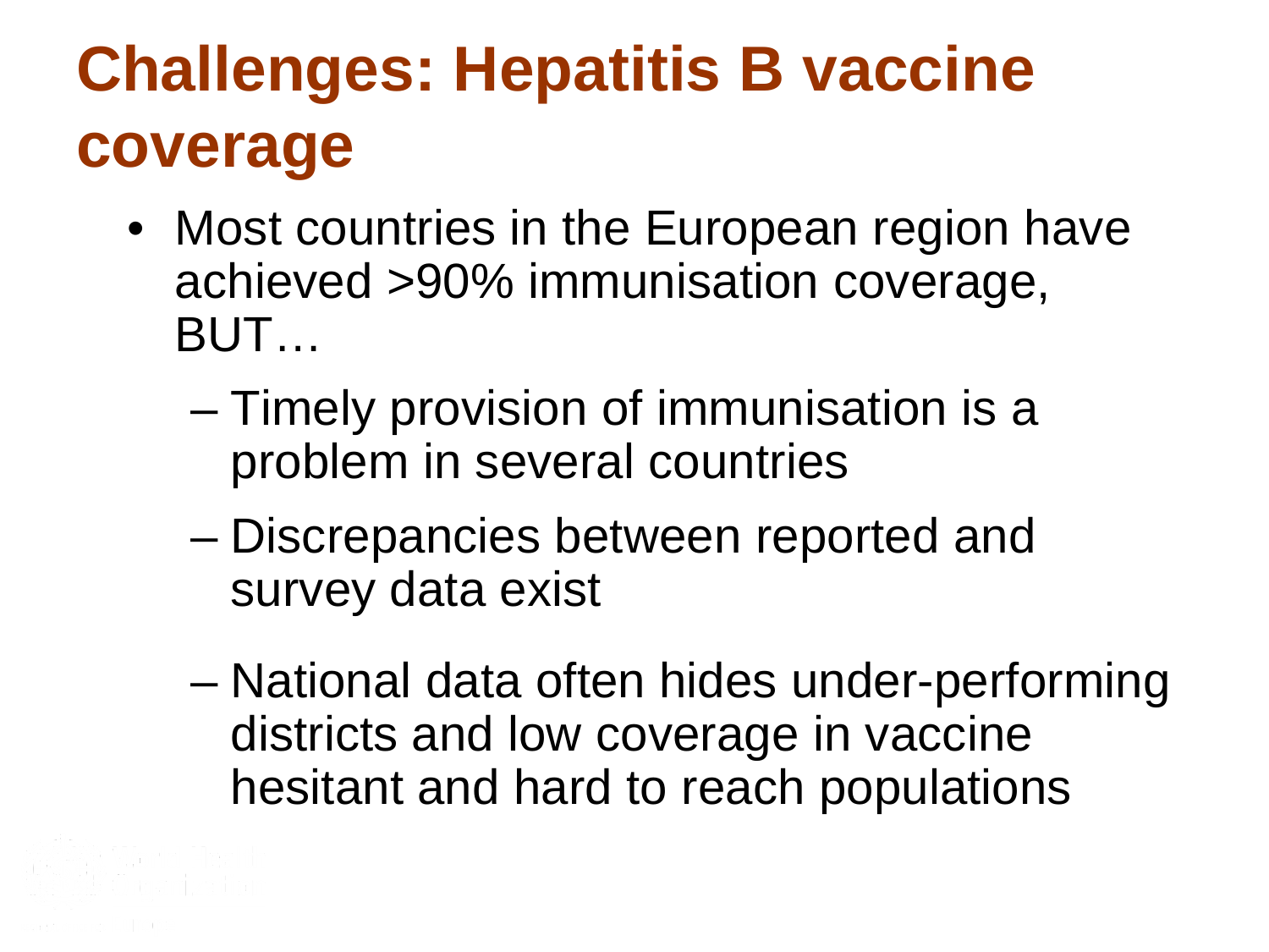# Challenges: Hepatitis B vaccine coverage

- Most countries in the European region have achieved >90% immunisation coverage, BUT…
  - Timely provision of immunisation is a problem in several countries
  - Discrepancies between reported and survey data exist
  - National data often hides under-performing districts and low coverage in vaccine hesitant and hard to reach populations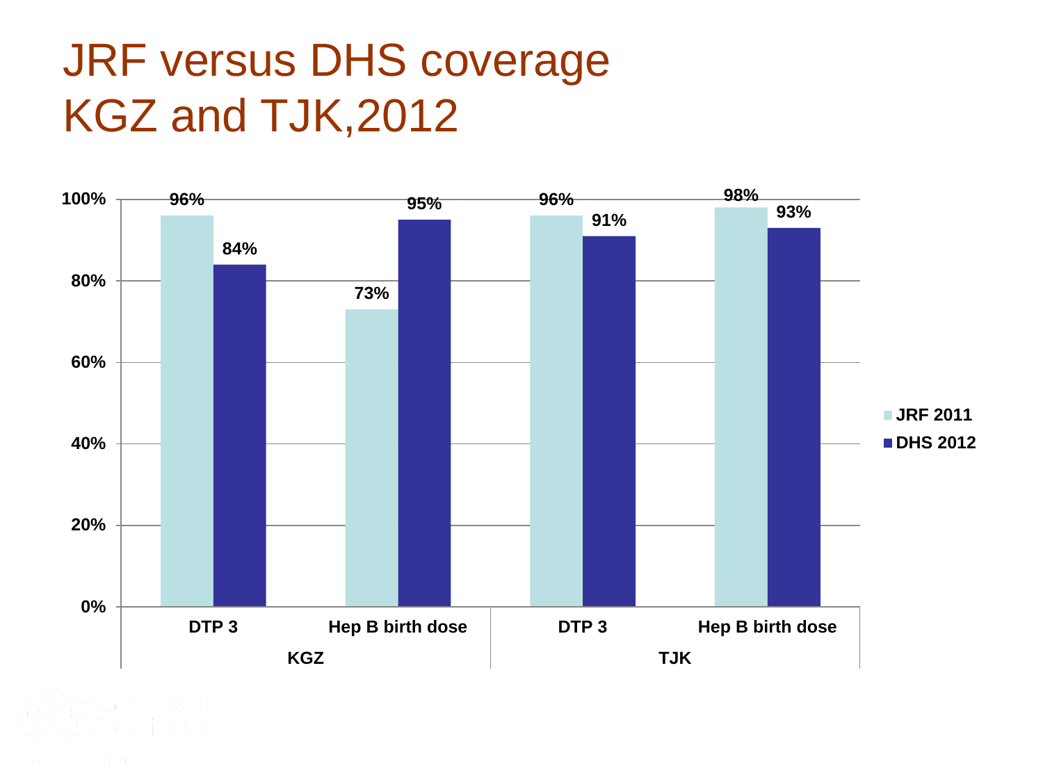# JRF versus DHS coverage KGZ and TJK,2012

| Country | Vaccine | JRF 2011 | DHS 2012 |
|---|---|---|---|
| KGZ | DTP 3 | 96% | 84% |
| KGZ | Hep B birth dose | 73% | 95% |
| TJK | DTP 3 | 96% | 91% |
| TJK | Hep B birth dose | 98% | 93% |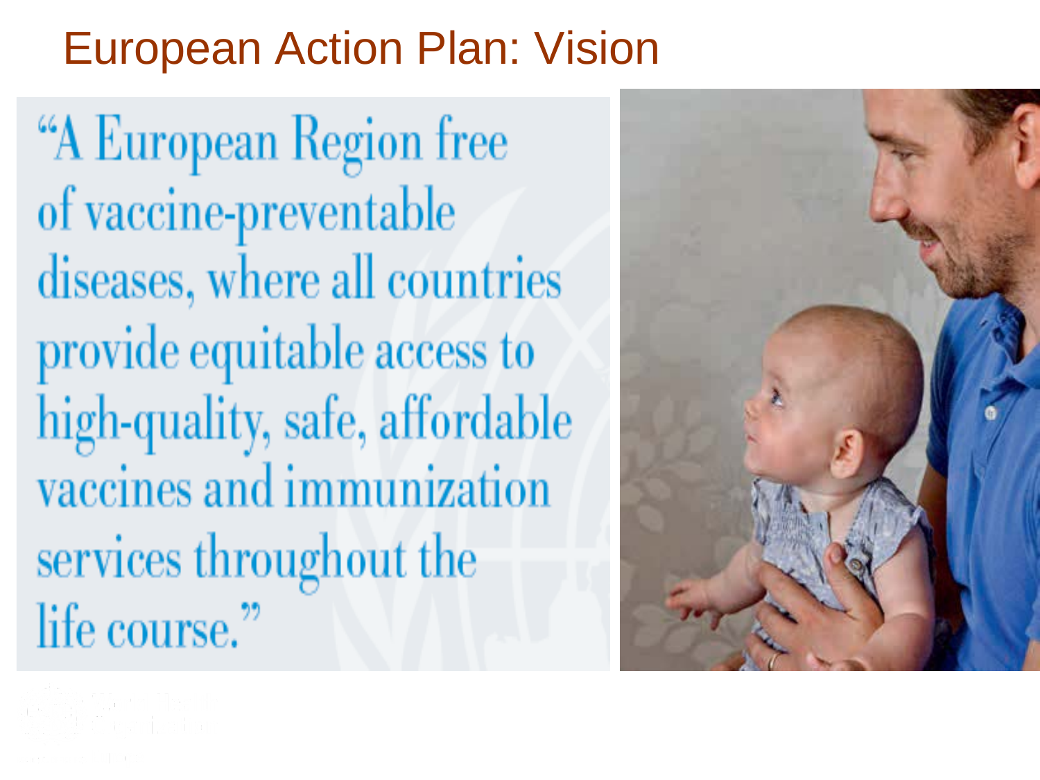# European Action Plan: Vision

"A European Region free of vaccine-preventable diseases, where all countries provide equitable access to high-quality, safe, affordable vaccines and immunization services throughout the life course."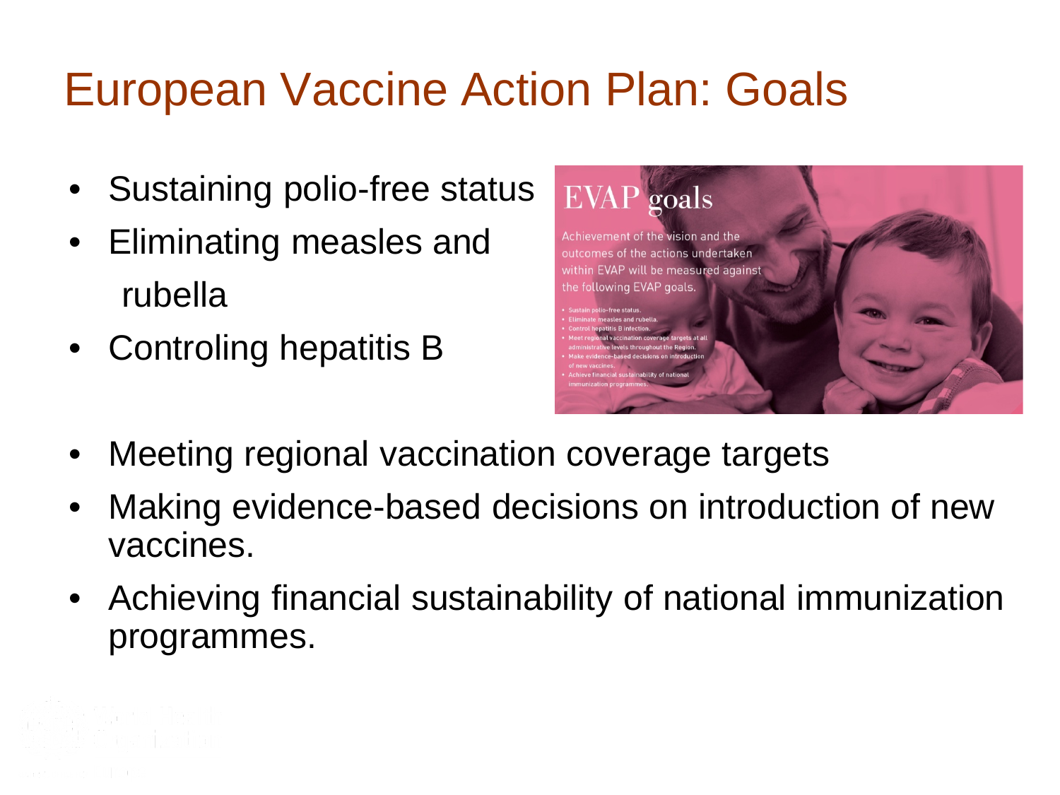# European Vaccine Action Plan: Goals

- Sustaining polio-free status
- Eliminating measles and rubella
- Controling hepatitis B
- Meeting regional vaccination coverage targets
- Making evidence-based decisions on introduction of new vaccines.
- Achieving financial sustainability of national immunization programmes.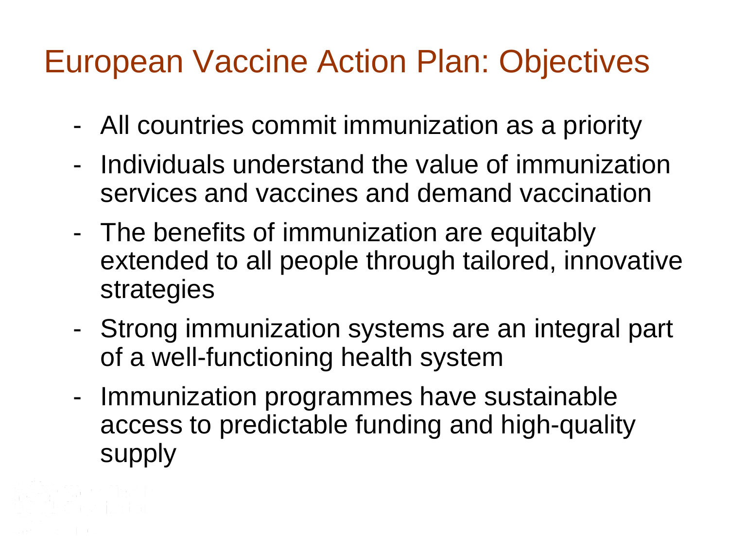# European Vaccine Action Plan: Objectives

- All countries commit immunization as a priority
- Individuals understand the value of immunization services and vaccines and demand vaccination
- The benefits of immunization are equitably extended to all people through tailored, innovative strategies
- Strong immunization systems are an integral part of a well-functioning health system
- Immunization programmes have sustainable access to predictable funding and high-quality supply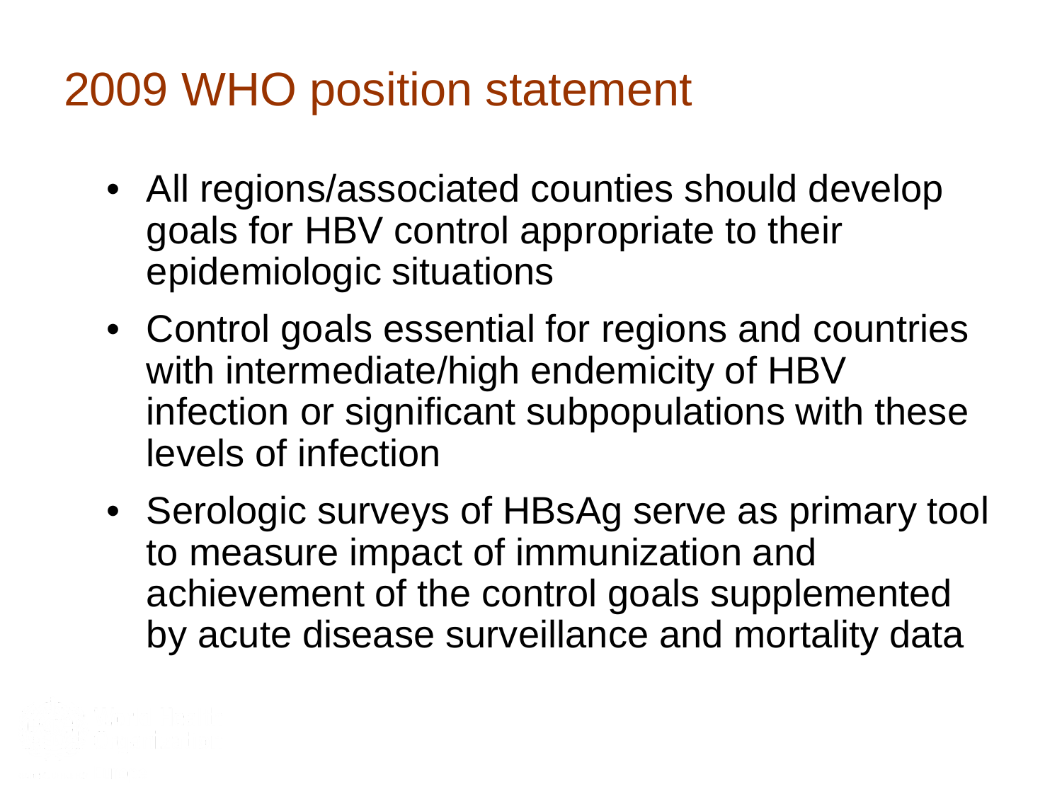# 2009 WHO position statement

- All regions/associated counties should develop goals for HBV control appropriate to their epidemiologic situations
- Control goals essential for regions and countries with intermediate/high endemicity of HBV infection or significant subpopulations with these levels of infection
- Serologic surveys of HBsAg serve as primary tool to measure impact of immunization and achievement of the control goals supplemented by acute disease surveillance and mortality data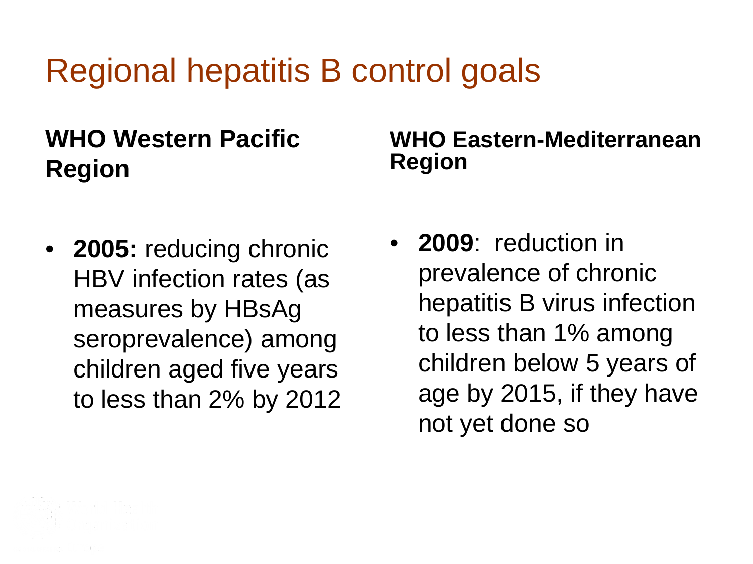# Regional hepatitis B control goals

**WHO Western Pacific Region**

- **2005:** reducing chronic HBV infection rates (as measures by HBsAg seroprevalence) among children aged five years to less than 2% by 2012

**WHO Eastern-Mediterranean Region**

- **2009**: reduction in prevalence of chronic hepatitis B virus infection to less than 1% among children below 5 years of age by 2015, if they have not yet done so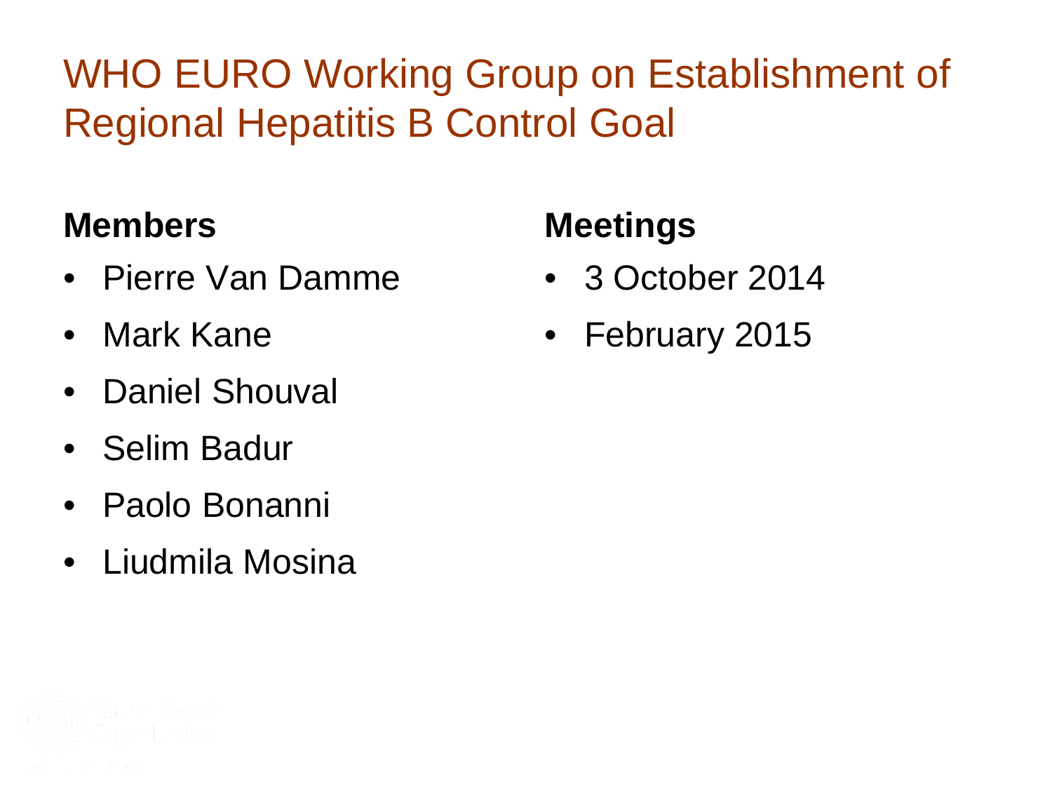# WHO EURO Working Group on Establishment of Regional Hepatitis B Control Goal

**Members**

- Pierre Van Damme
- Mark Kane
- Daniel Shouval
- Selim Badur
- Paolo Bonanni
- Liudmila Mosina

**Meetings**

- 3 October 2014
- February 2015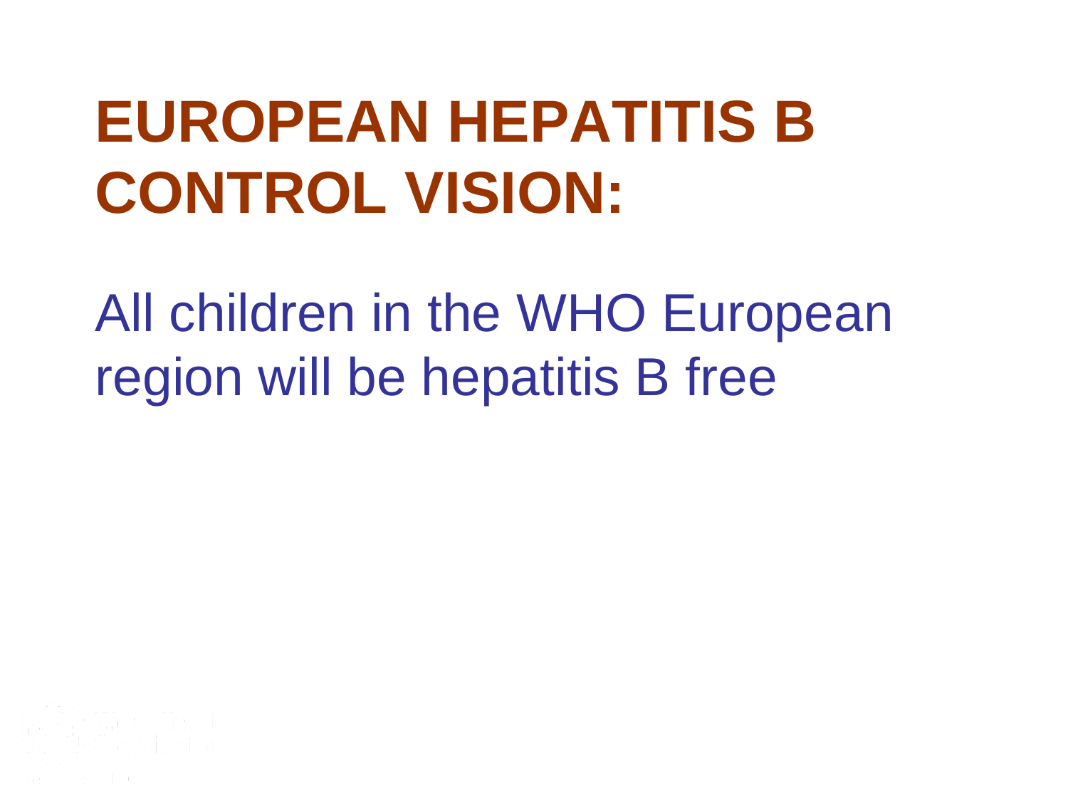# EUROPEAN HEPATITIS B CONTROL VISION:

All children in the WHO European region will be hepatitis B free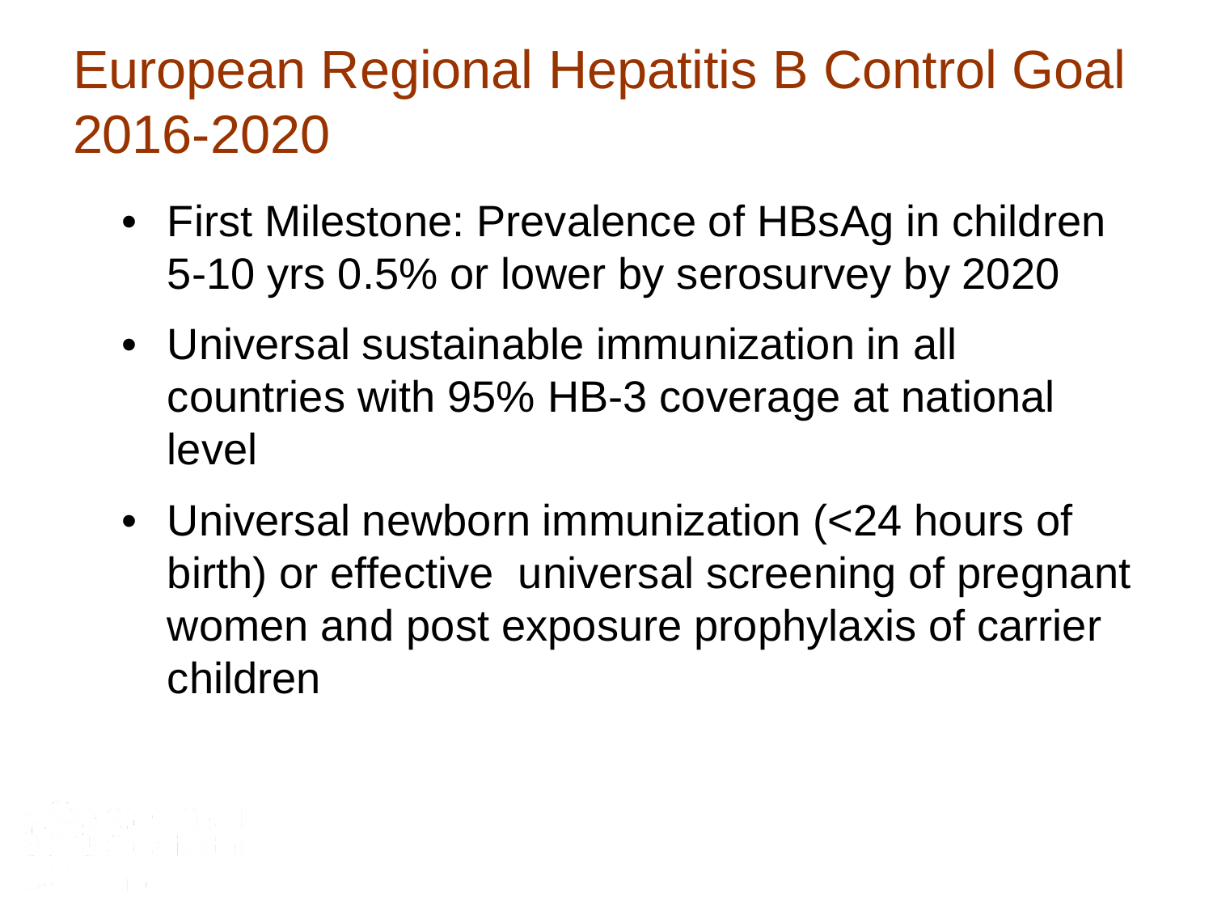# European Regional Hepatitis B Control Goal 2016-2020

- First Milestone: Prevalence of HBsAg in children 5-10 yrs 0.5% or lower by serosurvey by 2020
- Universal sustainable immunization in all countries with 95% HB-3 coverage at national level
- Universal newborn immunization (<24 hours of birth) or effective universal screening of pregnant women and post exposure prophylaxis of carrier children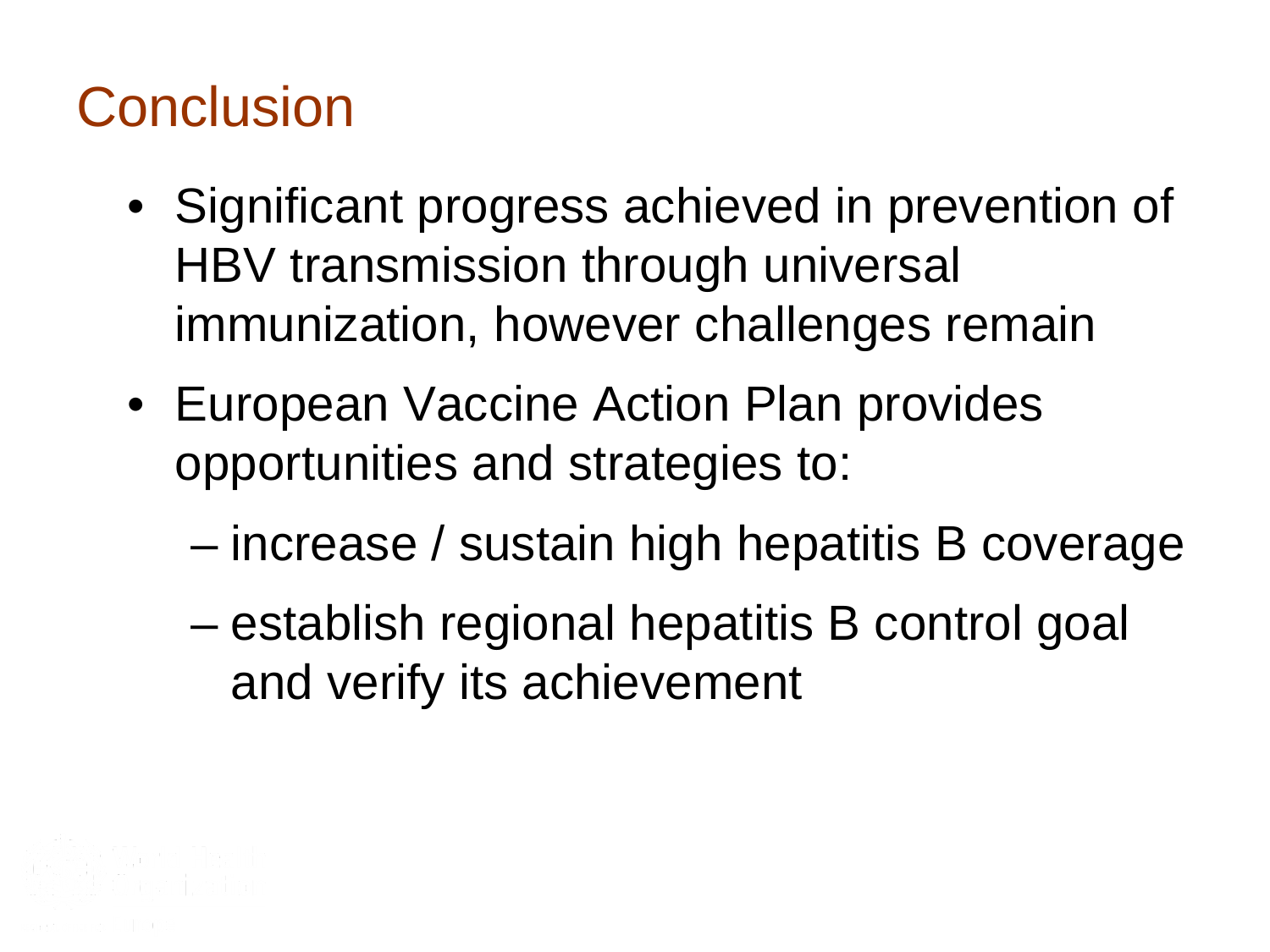# Conclusion

- Significant progress achieved in prevention of HBV transmission through universal immunization, however challenges remain
- European Vaccine Action Plan provides opportunities and strategies to:
  - increase / sustain high hepatitis B coverage
  - establish regional hepatitis B control goal and verify its achievement